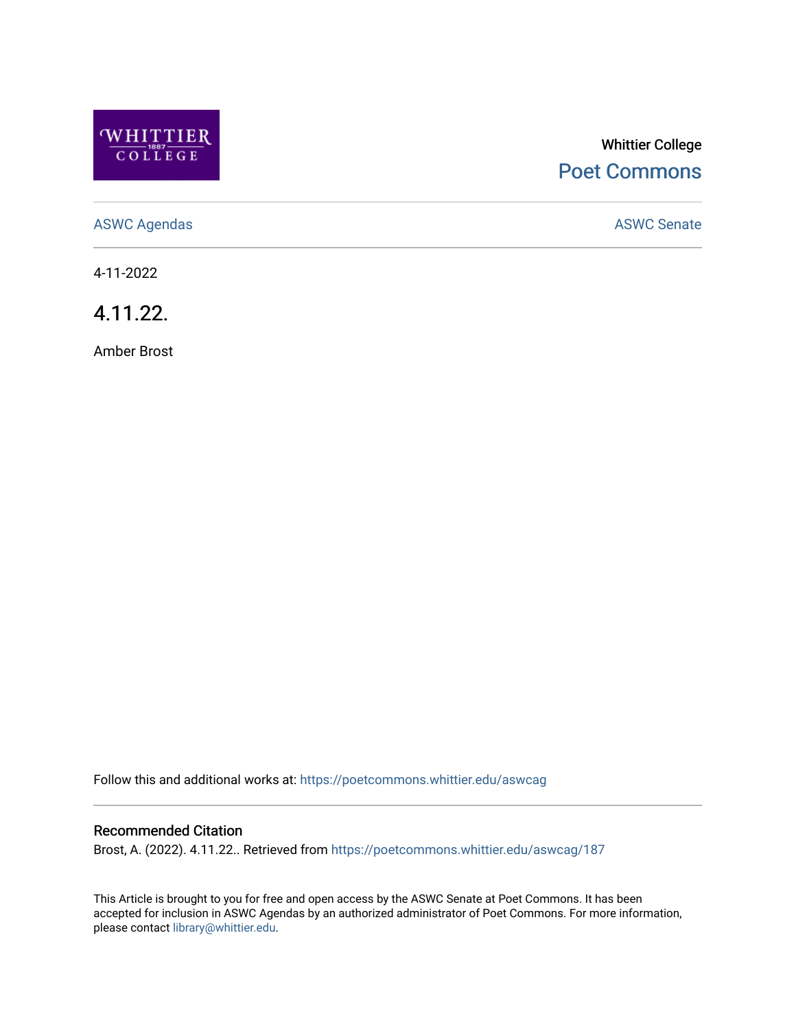Whittier College

Poet Commons

ASWC Agendas

ASWC Senate

4-11-2022

# 4.11.22.

Amber Brost

Follow this and additional works at: https://poetcommons.whittier.edu/aswcag

## Recommended Citation

Brost, A. (2022). 4.11.22.. Retrieved from https://poetcommons.whittier.edu/aswcag/187

This Article is brought to you for free and open access by the ASWC Senate at Poet Commons. It has been accepted for inclusion in ASWC Agendas by an authorized administrator of Poet Commons. For more information, please contact library@whittier.edu.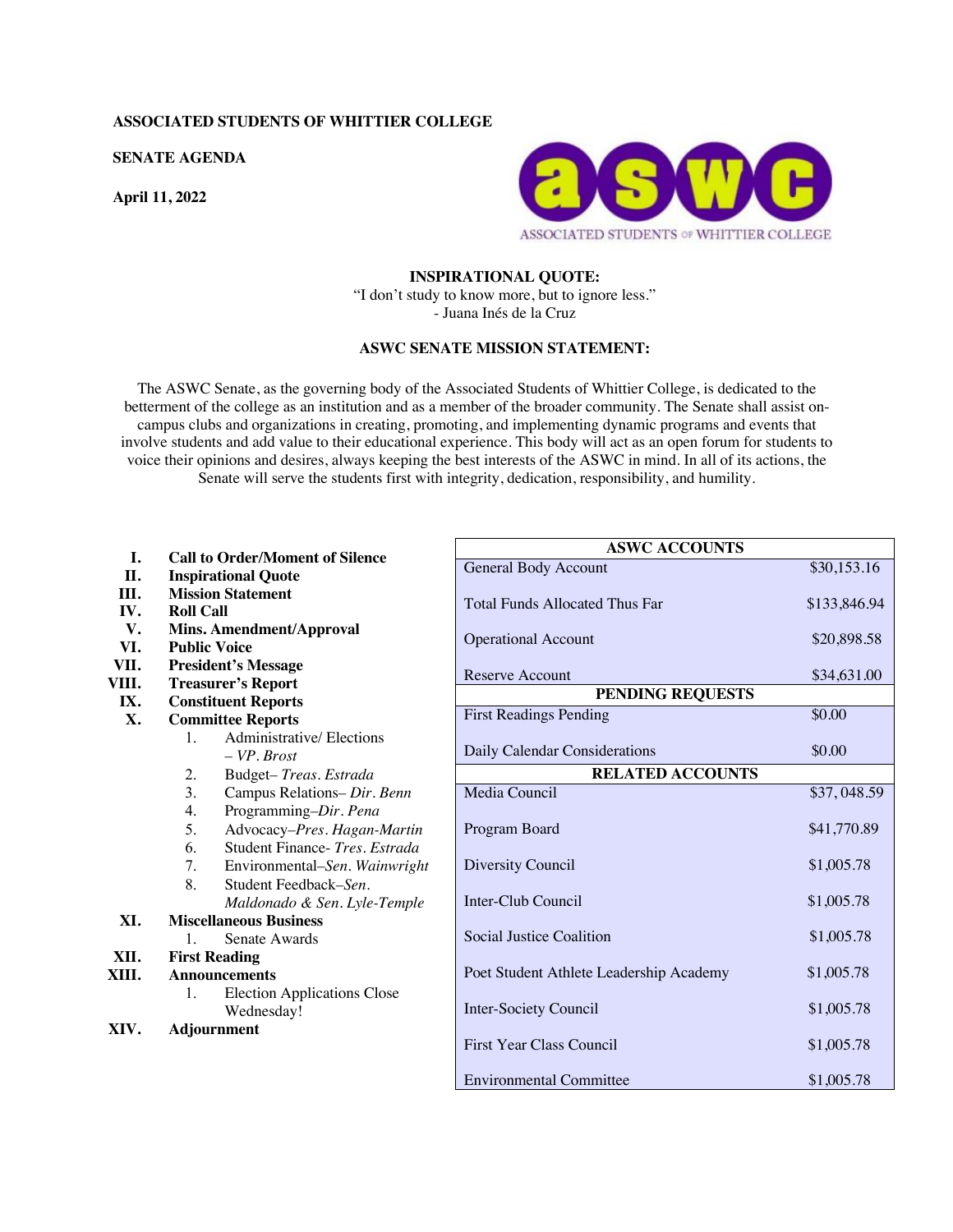**ASSOCIATED STUDENTS OF WHITTIER COLLEGE**

**SENATE AGENDA**

**April 11, 2022**

ASSOCIATED STUDENTS OF WHITTIER COLLEGE

**INSPIRATIONAL QUOTE:**

"I don't study to know more, but to ignore less."
- Juana Inés de la Cruz

**ASWC SENATE MISSION STATEMENT:**

The ASWC Senate, as the governing body of the Associated Students of Whittier College, is dedicated to the betterment of the college as an institution and as a member of the broader community. The Senate shall assist on-campus clubs and organizations in creating, promoting, and implementing dynamic programs and events that involve students and add value to their educational experience. This body will act as an open forum for students to voice their opinions and desires, always keeping the best interests of the ASWC in mind. In all of its actions, the Senate will serve the students first with integrity, dedication, responsibility, and humility.

- **I. Call to Order/Moment of Silence**
- **II. Inspirational Quote**
- **III. Mission Statement**
- **IV. Roll Call**
- **V. Mins. Amendment/Approval**
- **VI. Public Voice**
- **VII. President's Message**
- **VIII. Treasurer's Report**
- **IX. Constituent Reports**
- **X. Committee Reports**
  1. Administrative/ Elections – *VP. Brost*
  2. Budget– *Treas. Estrada*
  3. Campus Relations– *Dir. Benn*
  4. Programming–*Dir. Pena*
  5. Advocacy–*Pres. Hagan-Martin*
  6. Student Finance- *Tres. Estrada*
  7. Environmental–*Sen. Wainwright*
  8. Student Feedback–*Sen. Maldonado & Sen. Lyle-Temple*
- **XI. Miscellaneous Business**
  1. Senate Awards
- **XII. First Reading**
- **XIII. Announcements**
  1. Election Applications Close Wednesday!
- **XIV. Adjournment**

| **ASWC ACCOUNTS** | |
|---|---|
| General Body Account | $30,153.16 |
| Total Funds Allocated Thus Far | $133,846.94 |
| Operational Account | $20,898.58 |
| Reserve Account | $34,631.00 |
| **PENDING REQUESTS** | |
| First Readings Pending | $0.00 |
| Daily Calendar Considerations | $0.00 |
| **RELATED ACCOUNTS** | |
| Media Council | $37, 048.59 |
| Program Board | $41,770.89 |
| Diversity Council | $1,005.78 |
| Inter-Club Council | $1,005.78 |
| Social Justice Coalition | $1,005.78 |
| Poet Student Athlete Leadership Academy | $1,005.78 |
| Inter-Society Council | $1,005.78 |
| First Year Class Council | $1,005.78 |
| Environmental Committee | $1,005.78 |